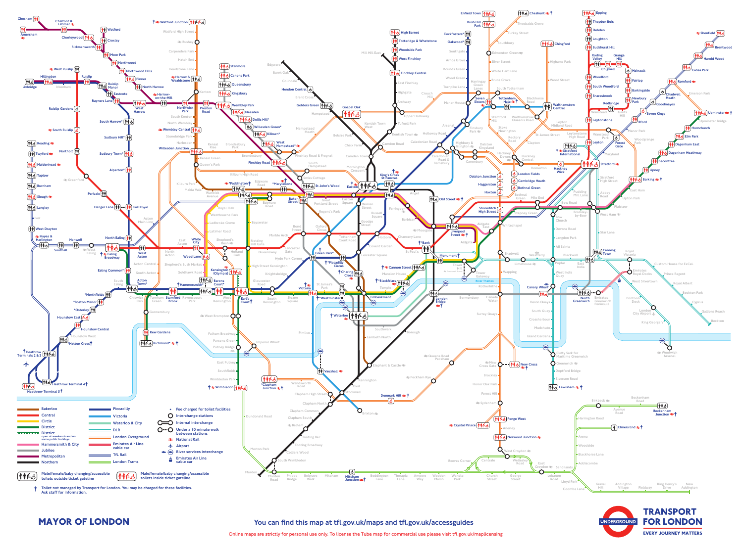**Key**

| Line | Line |
|---|---|
| Bakerloo | Piccadilly |
| Central | Victoria |
| Circle | Waterloo & City |
| District | DLR |
| District (open at weekends and on some public holidays) | London Overground |
| Hammersmith & City | Emirates Air Line cable car |
| Jubilee | TfL Rail |
| Metropolitan | London Trams |
| Northern | |

- Fee charged for toilet facilities
- Interchange stations
- Internal interchange
- Under a 10 minute walk between stations
- National Rail
- Airport
- River services interchange
- Emirates Air Line cable car

Male/female/baby changing/accessible toilets outside ticket gateline

Male/female/baby changing/accessible toilets inside ticket gateline

Toilet not managed by Transport for London. You may be charged for these facilities. Ask staff for information.

**MAYOR OF LONDON**

You can find this map at tfl.gov.uk/maps and tfl.gov.uk/accessguides

Online maps are strictly for personal use only. To license the Tube map for commercial use please visit tfl.gov.uk/maplicensing

UNDERGROUND

**TRANSPORT FOR LONDON**

EVERY JOURNEY MATTERS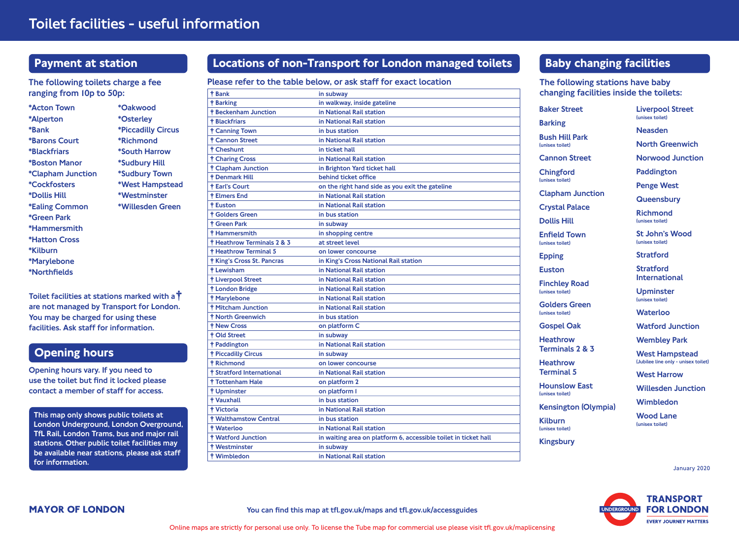# Toilet facilities - useful information

## Payment at station

The following toilets charge a fee ranging from 10p to 50p:

- *Acton Town
- *Alperton
- *Bank
- *Barons Court
- *Blackfriars
- *Boston Manor
- *Clapham Junction
- *Cockfosters
- *Dollis Hill
- *Ealing Common
- *Green Park
- *Hammersmith
- *Hatton Cross
- *Kilburn
- *Marylebone
- *Northfields
- *Oakwood
- *Osterley
- *Piccadilly Circus
- *Richmond
- *South Harrow
- *Sudbury Hill
- *Sudbury Town
- *West Hampstead
- *Westminster
- *Willesden Green

Toilet facilities at stations marked with a † are not managed by Transport for London. You may be charged for using these facilities. Ask staff for information.

## Opening hours

Opening hours vary. If you need to use the toilet but find it locked please contact a member of staff for access.

This map only shows public toilets at London Underground, London Overground, TfL Rail, London Trams, bus and major rail stations. Other public toilet facilities may be available near stations, please ask staff for information.

## Locations of non-Transport for London managed toilets

Please refer to the table below, or ask staff for exact location

| | |
|---|---|
| † Bank | in subway |
| † Barking | in walkway, inside gateline |
| † Beckenham Junction | in National Rail station |
| † Blackfriars | in National Rail station |
| † Canning Town | in bus station |
| † Cannon Street | in National Rail station |
| † Cheshunt | in ticket hall |
| † Charing Cross | in National Rail station |
| † Clapham Junction | in Brighton Yard ticket hall |
| † Denmark Hill | behind ticket office |
| † Earl's Court | on the right hand side as you exit the gateline |
| † Elmers End | in National Rail station |
| † Euston | in National Rail station |
| † Golders Green | in bus station |
| † Green Park | in subway |
| † Hammersmith | in shopping centre |
| † Heathrow Terminals 2 & 3 | at street level |
| † Heathrow Terminal 5 | on lower concourse |
| † King's Cross St. Pancras | in King's Cross National Rail station |
| † Lewisham | in National Rail station |
| † Liverpool Street | in National Rail station |
| † London Bridge | in National Rail station |
| † Marylebone | in National Rail station |
| † Mitcham Junction | in National Rail station |
| † North Greenwich | in bus station |
| † New Cross | on platform C |
| † Old Street | in subway |
| † Paddington | in National Rail station |
| † Piccadilly Circus | in subway |
| † Richmond | on lower concourse |
| † Stratford International | in National Rail station |
| † Tottenham Hale | on platform 2 |
| † Upminster | on platform 1 |
| † Vauxhall | in bus station |
| † Victoria | in National Rail station |
| † Walthamstow Central | in bus station |
| † Waterloo | in National Rail station |
| † Watford Junction | in waiting area on platform 6, accessible toilet in ticket hall |
| † Westminster | in subway |
| † Wimbledon | in National Rail station |

## Baby changing facilities

The following stations have baby changing facilities inside the toilets:

- Baker Street
- Barking
- Bush Hill Park (unisex toilet)
- Cannon Street
- Chingford (unisex toilet)
- Clapham Junction
- Crystal Palace
- Dollis Hill
- Enfield Town (unisex toilet)
- Epping
- Euston
- Finchley Road (unisex toilet)
- Golders Green (unisex toilet)
- Gospel Oak
- Heathrow Terminals 2 & 3
- Heathrow Terminal 5
- Hounslow East (unisex toilet)
- Kensington (Olympia)
- Kilburn (unisex toilet)
- Kingsbury
- Liverpool Street (unisex toilet)
- Neasden
- North Greenwich
- Norwood Junction
- Paddington
- Penge West
- Queensbury
- Richmond (unisex toilet)
- St John's Wood (unisex toilet)
- Stratford
- Stratford International
- Upminster (unisex toilet)
- Waterloo
- Watford Junction
- Wembley Park
- West Hampstead (Jubilee line only - unisex toilet)
- West Harrow
- Willesden Junction
- Wimbledon
- Wood Lane (unisex toilet)

January 2020

MAYOR OF LONDON

You can find this map at tfl.gov.uk/maps and tfl.gov.uk/accessguides

TRANSPORT FOR LONDON
EVERY JOURNEY MATTERS

Online maps are strictly for personal use only. To license the Tube map for commercial use please visit tfl.gov.uk/maplicensing